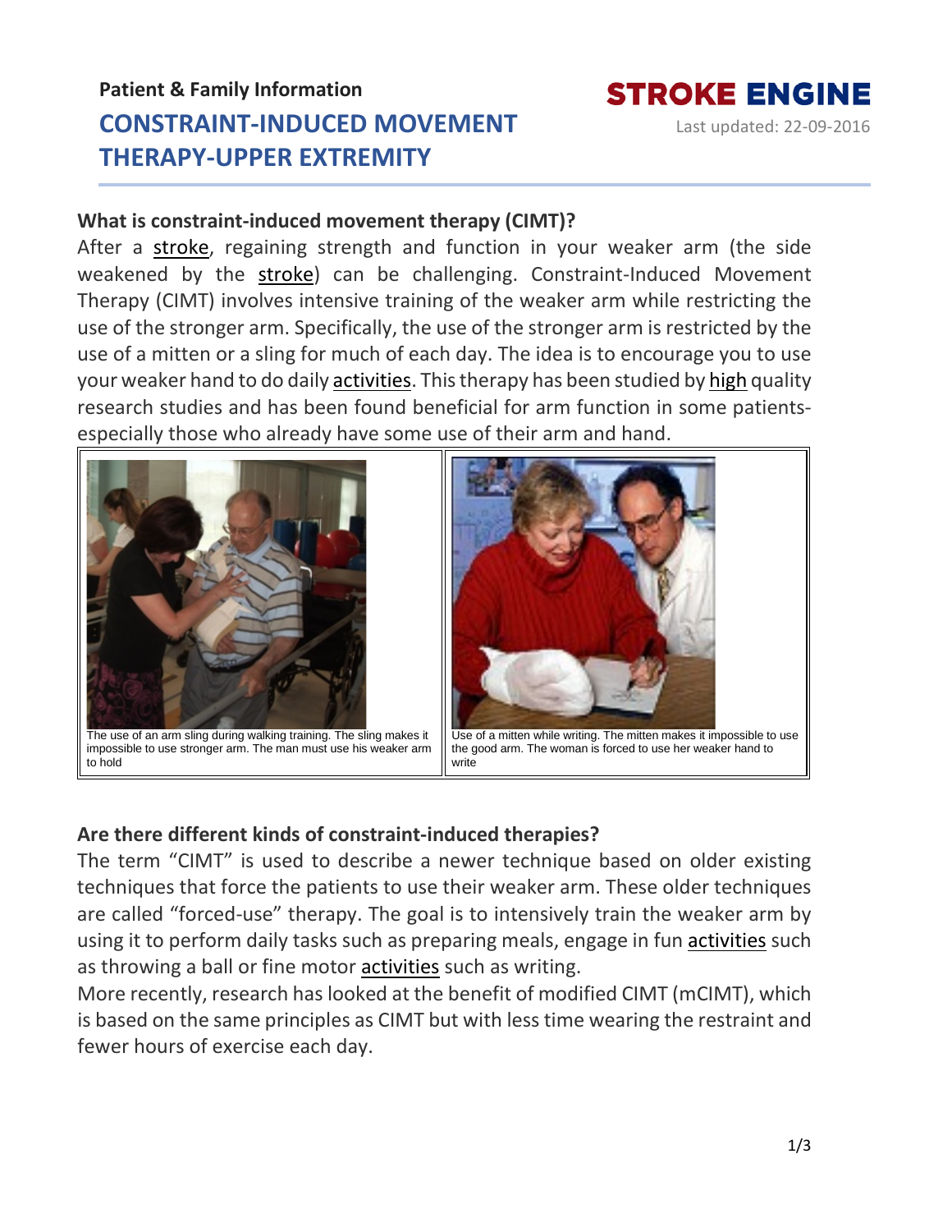**Patient & Family Information**

# CONSTRAINT-INDUCED MOVEMENT THERAPY-UPPER EXTREMITY

**STROKE ENGINE**

Last updated: 22-09-2016

## What is constraint-induced movement therapy (CIMT)?

After a stroke, regaining strength and function in your weaker arm (the side weakened by the stroke) can be challenging. Constraint-Induced Movement Therapy (CIMT) involves intensive training of the weaker arm while restricting the use of the stronger arm. Specifically, the use of the stronger arm is restricted by the use of a mitten or a sling for much of each day. The idea is to encourage you to use your weaker hand to do daily activities. This therapy has been studied by high quality research studies and has been found beneficial for arm function in some patients- especially those who already have some use of their arm and hand.

The use of an arm sling during walking training. The sling makes it impossible to use stronger arm. The man must use his weaker arm to hold

Use of a mitten while writing. The mitten makes it impossible to use the good arm. The woman is forced to use her weaker hand to write

## Are there different kinds of constraint-induced therapies?

The term "CIMT" is used to describe a newer technique based on older existing techniques that force the patients to use their weaker arm. These older techniques are called "forced-use" therapy. The goal is to intensively train the weaker arm by using it to perform daily tasks such as preparing meals, engage in fun activities such as throwing a ball or fine motor activities such as writing.

More recently, research has looked at the benefit of modified CIMT (mCIMT), which is based on the same principles as CIMT but with less time wearing the restraint and fewer hours of exercise each day.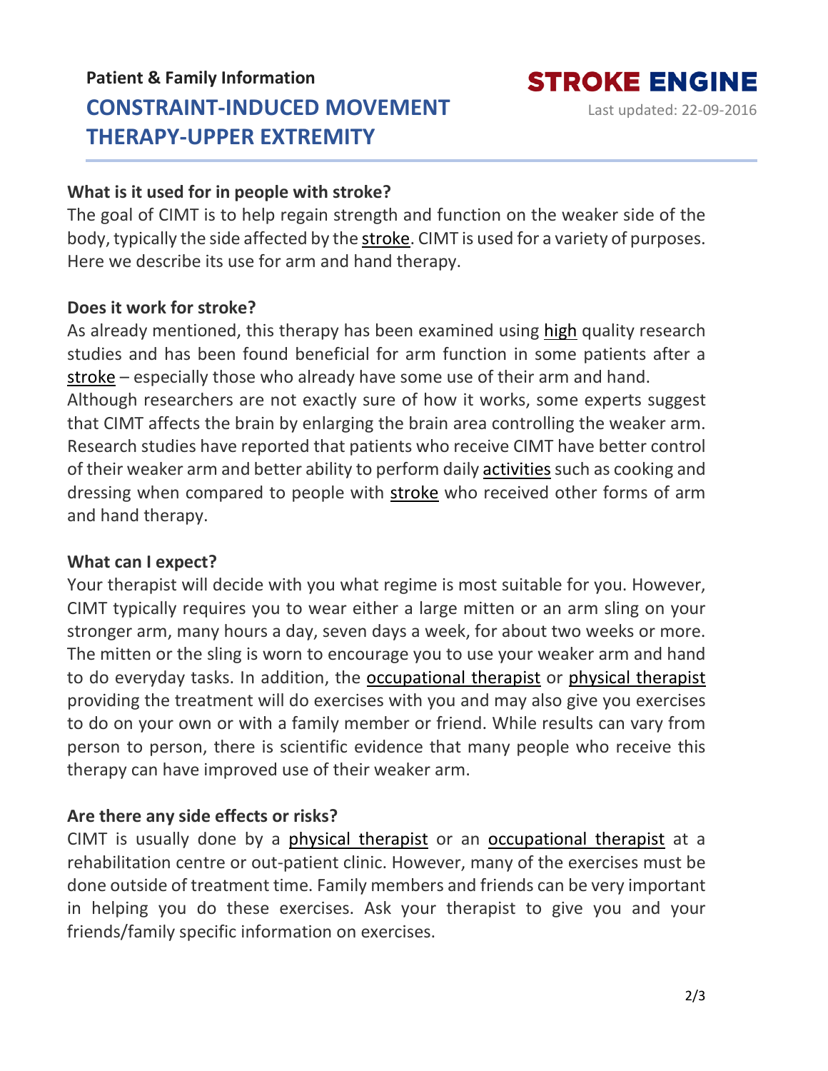**Patient & Family Information**

# CONSTRAINT-INDUCED MOVEMENT THERAPY-UPPER EXTREMITY

**STROKE ENGINE**

Last updated: 22-09-2016

### What is it used for in people with stroke?

The goal of CIMT is to help regain strength and function on the weaker side of the body, typically the side affected by the stroke. CIMT is used for a variety of purposes. Here we describe its use for arm and hand therapy.

### Does it work for stroke?

As already mentioned, this therapy has been examined using high quality research studies and has been found beneficial for arm function in some patients after a stroke – especially those who already have some use of their arm and hand.
Although researchers are not exactly sure of how it works, some experts suggest that CIMT affects the brain by enlarging the brain area controlling the weaker arm. Research studies have reported that patients who receive CIMT have better control of their weaker arm and better ability to perform daily activities such as cooking and dressing when compared to people with stroke who received other forms of arm and hand therapy.

### What can I expect?

Your therapist will decide with you what regime is most suitable for you. However, CIMT typically requires you to wear either a large mitten or an arm sling on your stronger arm, many hours a day, seven days a week, for about two weeks or more. The mitten or the sling is worn to encourage you to use your weaker arm and hand to do everyday tasks. In addition, the occupational therapist or physical therapist providing the treatment will do exercises with you and may also give you exercises to do on your own or with a family member or friend. While results can vary from person to person, there is scientific evidence that many people who receive this therapy can have improved use of their weaker arm.

### Are there any side effects or risks?

CIMT is usually done by a physical therapist or an occupational therapist at a rehabilitation centre or out-patient clinic. However, many of the exercises must be done outside of treatment time. Family members and friends can be very important in helping you do these exercises. Ask your therapist to give you and your friends/family specific information on exercises.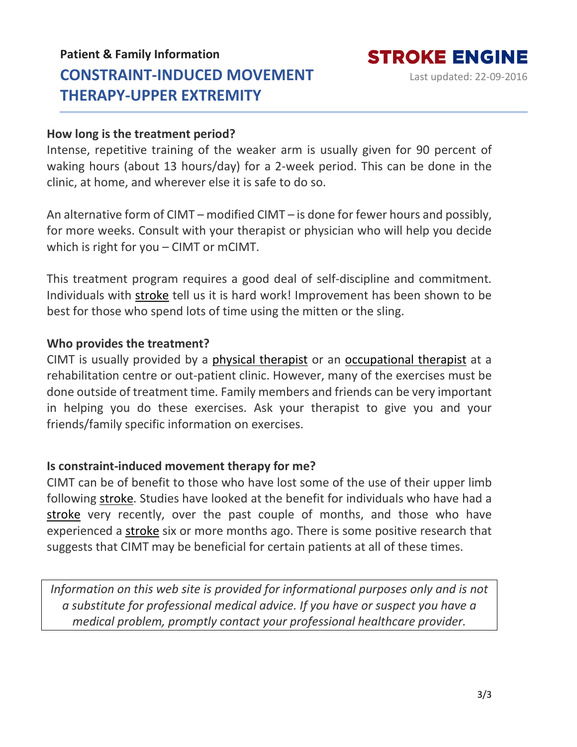### How long is the treatment period?

Intense, repetitive training of the weaker arm is usually given for 90 percent of waking hours (about 13 hours/day) for a 2-week period. This can be done in the clinic, at home, and wherever else it is safe to do so.

An alternative form of CIMT – modified CIMT – is done for fewer hours and possibly, for more weeks. Consult with your therapist or physician who will help you decide which is right for you – CIMT or mCIMT.

This treatment program requires a good deal of self-discipline and commitment. Individuals with stroke tell us it is hard work! Improvement has been shown to be best for those who spend lots of time using the mitten or the sling.

### Who provides the treatment?

CIMT is usually provided by a physical therapist or an occupational therapist at a rehabilitation centre or out-patient clinic. However, many of the exercises must be done outside of treatment time. Family members and friends can be very important in helping you do these exercises. Ask your therapist to give you and your friends/family specific information on exercises.

### Is constraint-induced movement therapy for me?

CIMT can be of benefit to those who have lost some of the use of their upper limb following stroke. Studies have looked at the benefit for individuals who have had a stroke very recently, over the past couple of months, and those who have experienced a stroke six or more months ago. There is some positive research that suggests that CIMT may be beneficial for certain patients at all of these times.

*Information on this web site is provided for informational purposes only and is not a substitute for professional medical advice. If you have or suspect you have a medical problem, promptly contact your professional healthcare provider.*